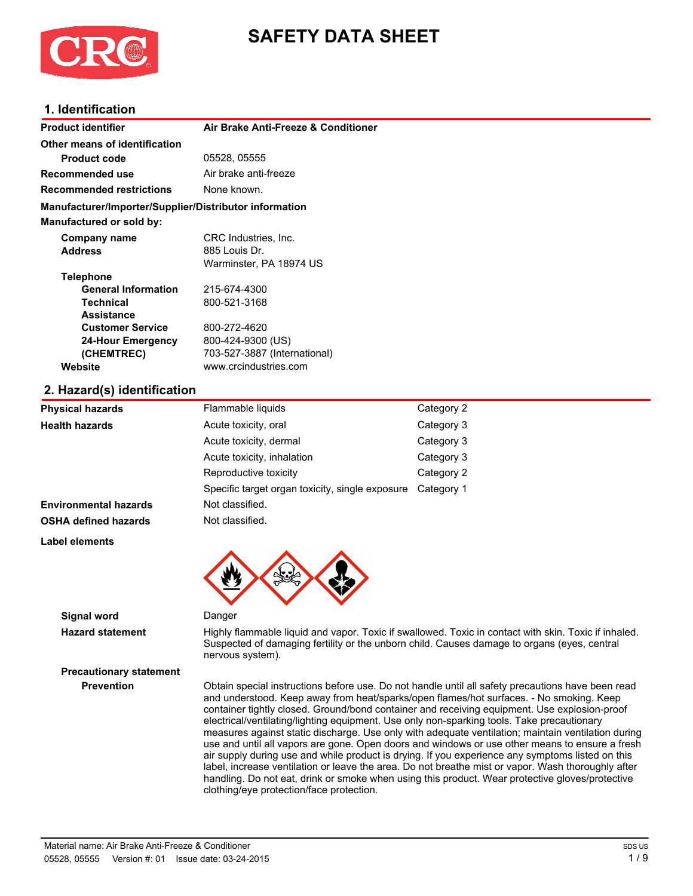# SAFETY DATA SHEET

## 1. Identification

| | |
|---|---|
| **Product identifier** | **Air Brake Anti-Freeze & Conditioner** |
| **Other means of identification** | |
| **Product code** | 05528, 05555 |
| **Recommended use** | Air brake anti-freeze |
| **Recommended restrictions** | None known. |

**Manufacturer/Importer/Supplier/Distributor information**

**Manufactured or sold by:**

| | |
|---|---|
| **Company name** | CRC Industries, Inc. |
| **Address** | 885 Louis Dr.<br>Warminster, PA 18974 US |
| **Telephone** | |
| **General Information** | 215-674-4300 |
| **Technical Assistance** | 800-521-3168 |
| **Customer Service** | 800-272-4620 |
| **24-Hour Emergency (CHEMTREC)** | 800-424-9300 (US)<br>703-527-3887 (International) |
| **Website** | www.crcindustries.com |

## 2. Hazard(s) identification

| | | |
|---|---|---|
| **Physical hazards** | Flammable liquids | Category 2 |
| **Health hazards** | Acute toxicity, oral | Category 3 |
| | Acute toxicity, dermal | Category 3 |
| | Acute toxicity, inhalation | Category 3 |
| | Reproductive toxicity | Category 2 |
| | Specific target organ toxicity, single exposure | Category 1 |
| **Environmental hazards** | Not classified. | |
| **OSHA defined hazards** | Not classified. | |

**Label elements**

**Signal word** Danger

**Hazard statement** Highly flammable liquid and vapor. Toxic if swallowed. Toxic in contact with skin. Toxic if inhaled. Suspected of damaging fertility or the unborn child. Causes damage to organs (eyes, central nervous system).

**Precautionary statement**

**Prevention** Obtain special instructions before use. Do not handle until all safety precautions have been read and understood. Keep away from heat/sparks/open flames/hot surfaces. - No smoking. Keep container tightly closed. Ground/bond container and receiving equipment. Use explosion-proof electrical/ventilating/lighting equipment. Use only non-sparking tools. Take precautionary measures against static discharge. Use only with adequate ventilation; maintain ventilation during use and until all vapors are gone. Open doors and windows or use other means to ensure a fresh air supply during use and while product is drying. If you experience any symptoms listed on this label, increase ventilation or leave the area. Do not breathe mist or vapor. Wash thoroughly after handling. Do not eat, drink or smoke when using this product. Wear protective gloves/protective clothing/eye protection/face protection.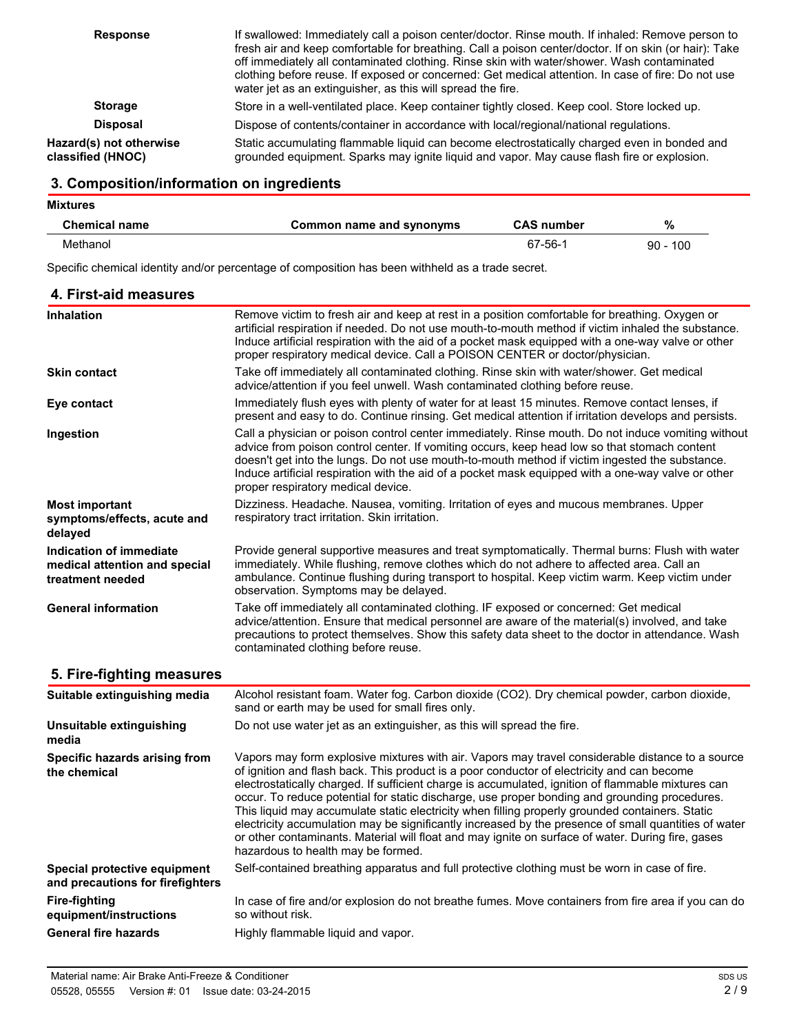| | |
|---|---|
| **Response** | If swallowed: Immediately call a poison center/doctor. Rinse mouth. If inhaled: Remove person to fresh air and keep comfortable for breathing. Call a poison center/doctor. If on skin (or hair): Take off immediately all contaminated clothing. Rinse skin with water/shower. Wash contaminated clothing before reuse. If exposed or concerned: Get medical attention. In case of fire: Do not use water jet as an extinguisher, as this will spread the fire. |
| **Storage** | Store in a well-ventilated place. Keep container tightly closed. Keep cool. Store locked up. |
| **Disposal** | Dispose of contents/container in accordance with local/regional/national regulations. |
| **Hazard(s) not otherwise classified (HNOC)** | Static accumulating flammable liquid can become electrostatically charged even in bonded and grounded equipment. Sparks may ignite liquid and vapor. May cause flash fire or explosion. |

## 3. Composition/information on ingredients

**Mixtures**

| Chemical name | Common name and synonyms | CAS number | % |
|---|---|---|---|
| Methanol | | 67-56-1 | 90 - 100 |

Specific chemical identity and/or percentage of composition has been withheld as a trade secret.

## 4. First-aid measures

| | |
|---|---|
| **Inhalation** | Remove victim to fresh air and keep at rest in a position comfortable for breathing. Oxygen or artificial respiration if needed. Do not use mouth-to-mouth method if victim inhaled the substance. Induce artificial respiration with the aid of a pocket mask equipped with a one-way valve or other proper respiratory medical device. Call a POISON CENTER or doctor/physician. |
| **Skin contact** | Take off immediately all contaminated clothing. Rinse skin with water/shower. Get medical advice/attention if you feel unwell. Wash contaminated clothing before reuse. |
| **Eye contact** | Immediately flush eyes with plenty of water for at least 15 minutes. Remove contact lenses, if present and easy to do. Continue rinsing. Get medical attention if irritation develops and persists. |
| **Ingestion** | Call a physician or poison control center immediately. Rinse mouth. Do not induce vomiting without advice from poison control center. If vomiting occurs, keep head low so that stomach content doesn't get into the lungs. Do not use mouth-to-mouth method if victim ingested the substance. Induce artificial respiration with the aid of a pocket mask equipped with a one-way valve or other proper respiratory medical device. |
| **Most important symptoms/effects, acute and delayed** | Dizziness. Headache. Nausea, vomiting. Irritation of eyes and mucous membranes. Upper respiratory tract irritation. Skin irritation. |
| **Indication of immediate medical attention and special treatment needed** | Provide general supportive measures and treat symptomatically. Thermal burns: Flush with water immediately. While flushing, remove clothes which do not adhere to affected area. Call an ambulance. Continue flushing during transport to hospital. Keep victim warm. Keep victim under observation. Symptoms may be delayed. |
| **General information** | Take off immediately all contaminated clothing. IF exposed or concerned: Get medical advice/attention. Ensure that medical personnel are aware of the material(s) involved, and take precautions to protect themselves. Show this safety data sheet to the doctor in attendance. Wash contaminated clothing before reuse. |

## 5. Fire-fighting measures

| | |
|---|---|
| **Suitable extinguishing media** | Alcohol resistant foam. Water fog. Carbon dioxide ($CO_2$). Dry chemical powder, carbon dioxide, sand or earth may be used for small fires only. |
| **Unsuitable extinguishing media** | Do not use water jet as an extinguisher, as this will spread the fire. |
| **Specific hazards arising from the chemical** | Vapors may form explosive mixtures with air. Vapors may travel considerable distance to a source of ignition and flash back. This product is a poor conductor of electricity and can become electrostatically charged. If sufficient charge is accumulated, ignition of flammable mixtures can occur. To reduce potential for static discharge, use proper bonding and grounding procedures. This liquid may accumulate static electricity when filling properly grounded containers. Static electricity accumulation may be significantly increased by the presence of small quantities of water or other contaminants. Material will float and may ignite on surface of water. During fire, gases hazardous to health may be formed. |
| **Special protective equipment and precautions for firefighters** | Self-contained breathing apparatus and full protective clothing must be worn in case of fire. |
| **Fire-fighting equipment/instructions** | In case of fire and/or explosion do not breathe fumes. Move containers from fire area if you can do so without risk. |
| **General fire hazards** | Highly flammable liquid and vapor. |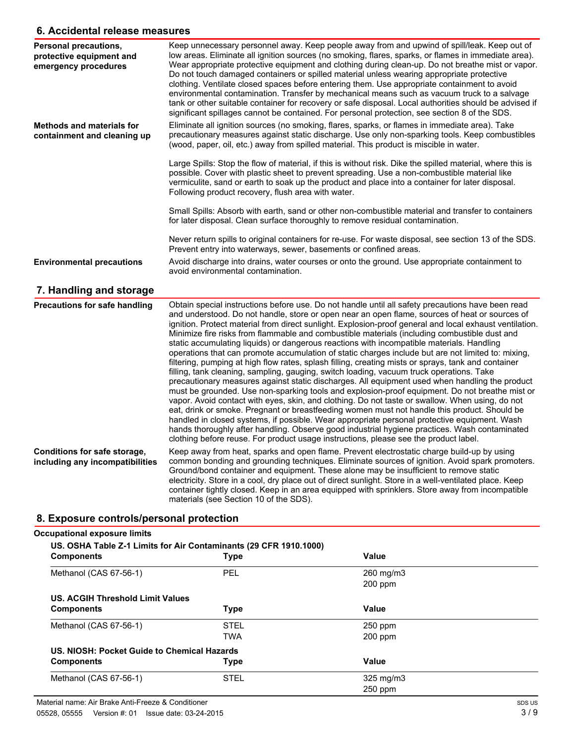## 6. Accidental release measures

**Personal precautions, protective equipment and emergency procedures**

Keep unnecessary personnel away. Keep people away from and upwind of spill/leak. Keep out of low areas. Eliminate all ignition sources (no smoking, flares, sparks, or flames in immediate area). Wear appropriate protective equipment and clothing during clean-up. Do not breathe mist or vapor. Do not touch damaged containers or spilled material unless wearing appropriate protective clothing. Ventilate closed spaces before entering them. Use appropriate containment to avoid environmental contamination. Transfer by mechanical means such as vacuum truck to a salvage tank or other suitable container for recovery or safe disposal. Local authorities should be advised if significant spillages cannot be contained. For personal protection, see section 8 of the SDS.

**Methods and materials for containment and cleaning up**

Eliminate all ignition sources (no smoking, flares, sparks, or flames in immediate area). Take precautionary measures against static discharge. Use only non-sparking tools. Keep combustibles (wood, paper, oil, etc.) away from spilled material. This product is miscible in water.

Large Spills: Stop the flow of material, if this is without risk. Dike the spilled material, where this is possible. Cover with plastic sheet to prevent spreading. Use a non-combustible material like vermiculite, sand or earth to soak up the product and place into a container for later disposal. Following product recovery, flush area with water.

Small Spills: Absorb with earth, sand or other non-combustible material and transfer to containers for later disposal. Clean surface thoroughly to remove residual contamination.

Never return spills to original containers for re-use. For waste disposal, see section 13 of the SDS. Prevent entry into waterways, sewer, basements or confined areas.

**Environmental precautions**

Avoid discharge into drains, water courses or onto the ground. Use appropriate containment to avoid environmental contamination.

## 7. Handling and storage

**Precautions for safe handling**

Obtain special instructions before use. Do not handle until all safety precautions have been read and understood. Do not handle, store or open near an open flame, sources of heat or sources of ignition. Protect material from direct sunlight. Explosion-proof general and local exhaust ventilation. Minimize fire risks from flammable and combustible materials (including combustible dust and static accumulating liquids) or dangerous reactions with incompatible materials. Handling operations that can promote accumulation of static charges include but are not limited to: mixing, filtering, pumping at high flow rates, splash filling, creating mists or sprays, tank and container filling, tank cleaning, sampling, gauging, switch loading, vacuum truck operations. Take precautionary measures against static discharges. All equipment used when handling the product must be grounded. Use non-sparking tools and explosion-proof equipment. Do not breathe mist or vapor. Avoid contact with eyes, skin, and clothing. Do not taste or swallow. When using, do not eat, drink or smoke. Pregnant or breastfeeding women must not handle this product. Should be handled in closed systems, if possible. Wear appropriate personal protective equipment. Wash hands thoroughly after handling. Observe good industrial hygiene practices. Wash contaminated clothing before reuse. For product usage instructions, please see the product label.

**Conditions for safe storage, including any incompatibilities**

Keep away from heat, sparks and open flame. Prevent electrostatic charge build-up by using common bonding and grounding techniques. Eliminate sources of ignition. Avoid spark promoters. Ground/bond container and equipment. These alone may be insufficient to remove static electricity. Store in a cool, dry place out of direct sunlight. Store in a well-ventilated place. Keep container tightly closed. Keep in an area equipped with sprinklers. Store away from incompatible materials (see Section 10 of the SDS).

## 8. Exposure controls/personal protection

**Occupational exposure limits**

**US. OSHA Table Z-1 Limits for Air Contaminants (29 CFR 1910.1000)**

| Components | Type | Value |
|---|---|---|
| Methanol (CAS 67-56-1) | PEL | 260 mg/m3 |
| | | 200 ppm |

**US. ACGIH Threshold Limit Values**

| Components | Type | Value |
|---|---|---|
| Methanol (CAS 67-56-1) | STEL | 250 ppm |
| | TWA | 200 ppm |

**US. NIOSH: Pocket Guide to Chemical Hazards**

| Components | Type | Value |
|---|---|---|
| Methanol (CAS 67-56-1) | STEL | 325 mg/m3 |
| | | 250 ppm |

Material name: Air Brake Anti-Freeze & Conditioner

05528, 05555 Version #: 01 Issue date: 03-24-2015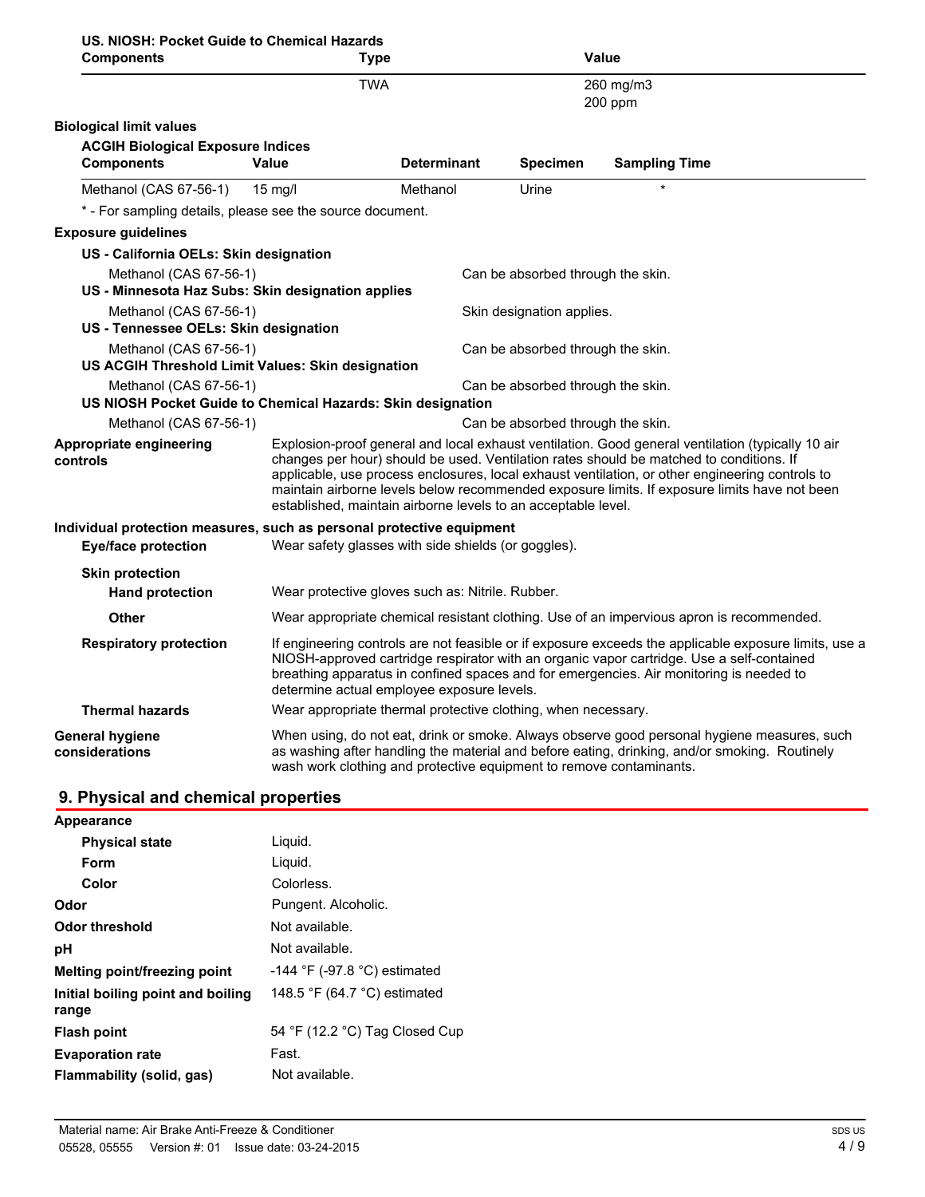**US. NIOSH: Pocket Guide to Chemical Hazards**

| Components | Type | Value |
|---|---|---|
| | TWA | 260 mg/m3 |
| | | 200 ppm |

**Biological limit values**

**ACGIH Biological Exposure Indices**

| Components | Value | Determinant | Specimen | Sampling Time |
|---|---|---|---|---|
| Methanol (CAS 67-56-1) | 15 mg/l | Methanol | Urine | * |

\* - For sampling details, please see the source document.

**Exposure guidelines**

**US - California OELs: Skin designation**

Methanol (CAS 67-56-1) — Can be absorbed through the skin.

**US - Minnesota Haz Subs: Skin designation applies**

Methanol (CAS 67-56-1) — Skin designation applies.

**US - Tennessee OELs: Skin designation**

Methanol (CAS 67-56-1) — Can be absorbed through the skin.

**US ACGIH Threshold Limit Values: Skin designation**

Methanol (CAS 67-56-1) — Can be absorbed through the skin.

**US NIOSH Pocket Guide to Chemical Hazards: Skin designation**

Methanol (CAS 67-56-1) — Can be absorbed through the skin.

**Appropriate engineering controls**

Explosion-proof general and local exhaust ventilation. Good general ventilation (typically 10 air changes per hour) should be used. Ventilation rates should be matched to conditions. If applicable, use process enclosures, local exhaust ventilation, or other engineering controls to maintain airborne levels below recommended exposure limits. If exposure limits have not been established, maintain airborne levels to an acceptable level.

**Individual protection measures, such as personal protective equipment**

**Eye/face protection**

Wear safety glasses with side shields (or goggles).

**Skin protection**

**Hand protection**

Wear protective gloves such as: Nitrile. Rubber.

**Other**

Wear appropriate chemical resistant clothing. Use of an impervious apron is recommended.

**Respiratory protection**

If engineering controls are not feasible or if exposure exceeds the applicable exposure limits, use a NIOSH-approved cartridge respirator with an organic vapor cartridge. Use a self-contained breathing apparatus in confined spaces and for emergencies. Air monitoring is needed to determine actual employee exposure levels.

**Thermal hazards**

Wear appropriate thermal protective clothing, when necessary.

**General hygiene considerations**

When using, do not eat, drink or smoke. Always observe good personal hygiene measures, such as washing after handling the material and before eating, drinking, and/or smoking. Routinely wash work clothing and protective equipment to remove contaminants.

## 9. Physical and chemical properties

| | |
|---|---|
| **Appearance** | |
| **Physical state** | Liquid. |
| **Form** | Liquid. |
| **Color** | Colorless. |
| **Odor** | Pungent. Alcoholic. |
| **Odor threshold** | Not available. |
| **pH** | Not available. |
| **Melting point/freezing point** | -144 °F (-97.8 °C) estimated |
| **Initial boiling point and boiling range** | 148.5 °F (64.7 °C) estimated |
| **Flash point** | 54 °F (12.2 °C) Tag Closed Cup |
| **Evaporation rate** | Fast. |
| **Flammability (solid, gas)** | Not available. |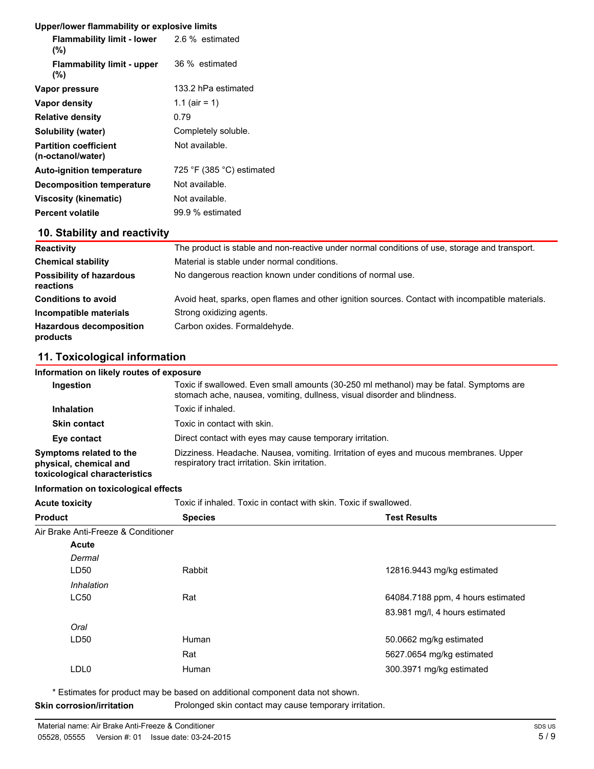**Upper/lower flammability or explosive limits**

| | |
|---|---|
| **Flammability limit - lower (%)** | 2.6 % estimated |
| **Flammability limit - upper (%)** | 36 % estimated |
| **Vapor pressure** | 133.2 hPa estimated |
| **Vapor density** | 1.1 (air = 1) |
| **Relative density** | 0.79 |
| **Solubility (water)** | Completely soluble. |
| **Partition coefficient (n-octanol/water)** | Not available. |
| **Auto-ignition temperature** | 725 °F (385 °C) estimated |
| **Decomposition temperature** | Not available. |
| **Viscosity (kinematic)** | Not available. |
| **Percent volatile** | 99.9 % estimated |

## 10. Stability and reactivity

| | |
|---|---|
| **Reactivity** | The product is stable and non-reactive under normal conditions of use, storage and transport. |
| **Chemical stability** | Material is stable under normal conditions. |
| **Possibility of hazardous reactions** | No dangerous reaction known under conditions of normal use. |
| **Conditions to avoid** | Avoid heat, sparks, open flames and other ignition sources. Contact with incompatible materials. |
| **Incompatible materials** | Strong oxidizing agents. |
| **Hazardous decomposition products** | Carbon oxides. Formaldehyde. |

## 11. Toxicological information

**Information on likely routes of exposure**

| | |
|---|---|
| **Ingestion** | Toxic if swallowed. Even small amounts (30-250 ml methanol) may be fatal. Symptoms are stomach ache, nausea, vomiting, dullness, visual disorder and blindness. |
| **Inhalation** | Toxic if inhaled. |
| **Skin contact** | Toxic in contact with skin. |
| **Eye contact** | Direct contact with eyes may cause temporary irritation. |
| **Symptoms related to the physical, chemical and toxicological characteristics** | Dizziness. Headache. Nausea, vomiting. Irritation of eyes and mucous membranes. Upper respiratory tract irritation. Skin irritation. |

**Information on toxicological effects**

**Acute toxicity** Toxic if inhaled. Toxic in contact with skin. Toxic if swallowed.

| Product | Species | Test Results |
|---|---|---|
| Air Brake Anti-Freeze & Conditioner | | |
| **Acute** | | |
| *Dermal* | | |
| LD50 | Rabbit | 12816.9443 mg/kg estimated |
| *Inhalation* | | |
| LC50 | Rat | 64084.7188 ppm, 4 hours estimated |
| | | 83.981 mg/l, 4 hours estimated |
| *Oral* | | |
| LD50 | Human | 50.0662 mg/kg estimated |
| | Rat | 5627.0654 mg/kg estimated |
| LDL0 | Human | 300.3971 mg/kg estimated |

* Estimates for product may be based on additional component data not shown.

**Skin corrosion/irritation** Prolonged skin contact may cause temporary irritation.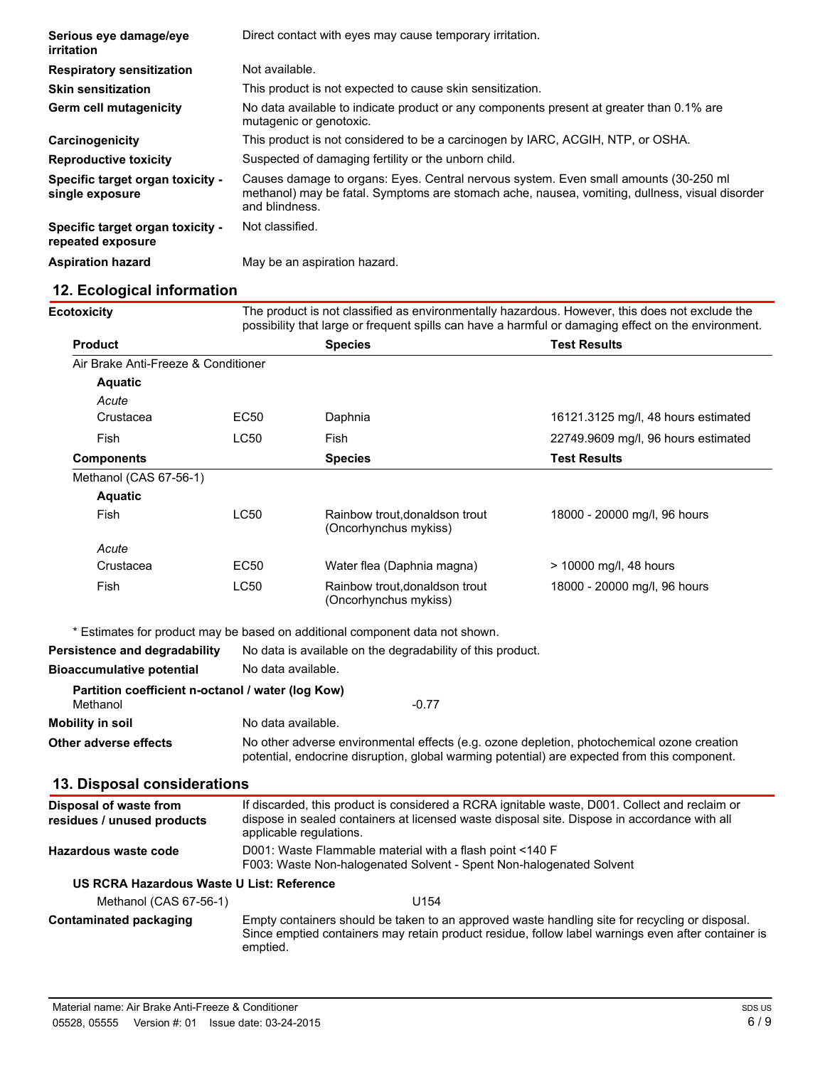| | |
|---|---|
| **Serious eye damage/eye irritation** | Direct contact with eyes may cause temporary irritation. |
| **Respiratory sensitization** | Not available. |
| **Skin sensitization** | This product is not expected to cause skin sensitization. |
| **Germ cell mutagenicity** | No data available to indicate product or any components present at greater than 0.1% are mutagenic or genotoxic. |
| **Carcinogenicity** | This product is not considered to be a carcinogen by IARC, ACGIH, NTP, or OSHA. |
| **Reproductive toxicity** | Suspected of damaging fertility or the unborn child. |
| **Specific target organ toxicity - single exposure** | Causes damage to organs: Eyes. Central nervous system. Even small amounts (30-250 ml methanol) may be fatal. Symptoms are stomach ache, nausea, vomiting, dullness, visual disorder and blindness. |
| **Specific target organ toxicity - repeated exposure** | Not classified. |
| **Aspiration hazard** | May be an aspiration hazard. |

## 12. Ecological information

**Ecotoxicity** The product is not classified as environmentally hazardous. However, this does not exclude the possibility that large or frequent spills can have a harmful or damaging effect on the environment.

| Product | | Species | Test Results |
|---|---|---|---|
| Air Brake Anti-Freeze & Conditioner | | | |
| **Aquatic** | | | |
| *Acute* | | | |
| Crustacea | EC50 | Daphnia | 16121.3125 mg/l, 48 hours estimated |
| Fish | LC50 | Fish | 22749.9609 mg/l, 96 hours estimated |
| **Components** | | **Species** | **Test Results** |
| Methanol (CAS 67-56-1) | | | |
| **Aquatic** | | | |
| Fish | LC50 | Rainbow trout,donaldson trout (Oncorhynchus mykiss) | 18000 - 20000 mg/l, 96 hours |
| *Acute* | | | |
| Crustacea | EC50 | Water flea (Daphnia magna) | > 10000 mg/l, 48 hours |
| Fish | LC50 | Rainbow trout,donaldson trout (Oncorhynchus mykiss) | 18000 - 20000 mg/l, 96 hours |

\* Estimates for product may be based on additional component data not shown.

**Persistence and degradability** No data is available on the degradability of this product.

**Bioaccumulative potential** No data available.

**Partition coefficient n-octanol / water (log Kow)**

Methanol -0.77

**Mobility in soil** No data available.

**Other adverse effects** No other adverse environmental effects (e.g. ozone depletion, photochemical ozone creation potential, endocrine disruption, global warming potential) are expected from this component.

## 13. Disposal considerations

**Disposal of waste from residues / unused products** If discarded, this product is considered a RCRA ignitable waste, D001. Collect and reclaim or dispose in sealed containers at licensed waste disposal site. Dispose in accordance with all applicable regulations.

**Hazardous waste code** D001: Waste Flammable material with a flash point <140 F
F003: Waste Non-halogenated Solvent - Spent Non-halogenated Solvent

**US RCRA Hazardous Waste U List: Reference**

Methanol (CAS 67-56-1) U154

**Contaminated packaging** Empty containers should be taken to an approved waste handling site for recycling or disposal. Since emptied containers may retain product residue, follow label warnings even after container is emptied.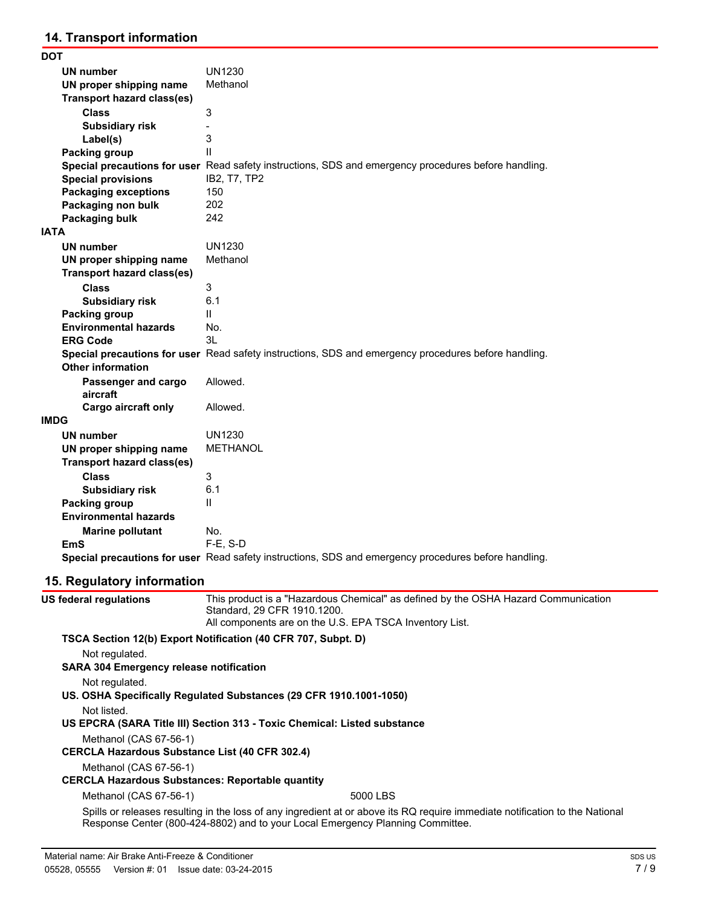## 14. Transport information

**DOT**

| | |
|---|---|
| **UN number** | UN1230 |
| **UN proper shipping name** | Methanol |
| **Transport hazard class(es)** | |
| **Class** | 3 |
| **Subsidiary risk** | - |
| **Label(s)** | 3 |
| **Packing group** | II |
| **Special precautions for user** | Read safety instructions, SDS and emergency procedures before handling. |
| **Special provisions** | IB2, T7, TP2 |
| **Packaging exceptions** | 150 |
| **Packaging non bulk** | 202 |
| **Packaging bulk** | 242 |

**IATA**

| | |
|---|---|
| **UN number** | UN1230 |
| **UN proper shipping name** | Methanol |
| **Transport hazard class(es)** | |
| **Class** | 3 |
| **Subsidiary risk** | 6.1 |
| **Packing group** | II |
| **Environmental hazards** | No. |
| **ERG Code** | 3L |
| **Special precautions for user** | Read safety instructions, SDS and emergency procedures before handling. |
| **Other information** | |
| **Passenger and cargo aircraft** | Allowed. |
| **Cargo aircraft only** | Allowed. |

**IMDG**

| | |
|---|---|
| **UN number** | UN1230 |
| **UN proper shipping name** | METHANOL |
| **Transport hazard class(es)** | |
| **Class** | 3 |
| **Subsidiary risk** | 6.1 |
| **Packing group** | II |
| **Environmental hazards** | |
| **Marine pollutant** | No. |
| **EmS** | F-E, S-D |
| **Special precautions for user** | Read safety instructions, SDS and emergency procedures before handling. |

## 15. Regulatory information

**US federal regulations**

This product is a "Hazardous Chemical" as defined by the OSHA Hazard Communication Standard, 29 CFR 1910.1200.
All components are on the U.S. EPA TSCA Inventory List.

**TSCA Section 12(b) Export Notification (40 CFR 707, Subpt. D)**

Not regulated.

**SARA 304 Emergency release notification**

Not regulated.

**US. OSHA Specifically Regulated Substances (29 CFR 1910.1001-1050)**

Not listed.

**US EPCRA (SARA Title III) Section 313 - Toxic Chemical: Listed substance**

Methanol (CAS 67-56-1)

**CERCLA Hazardous Substance List (40 CFR 302.4)**

Methanol (CAS 67-56-1)

**CERCLA Hazardous Substances: Reportable quantity**

| | |
|---|---|
| Methanol (CAS 67-56-1) | 5000 LBS |

Spills or releases resulting in the loss of any ingredient at or above its RQ require immediate notification to the National Response Center (800-424-8802) and to your Local Emergency Planning Committee.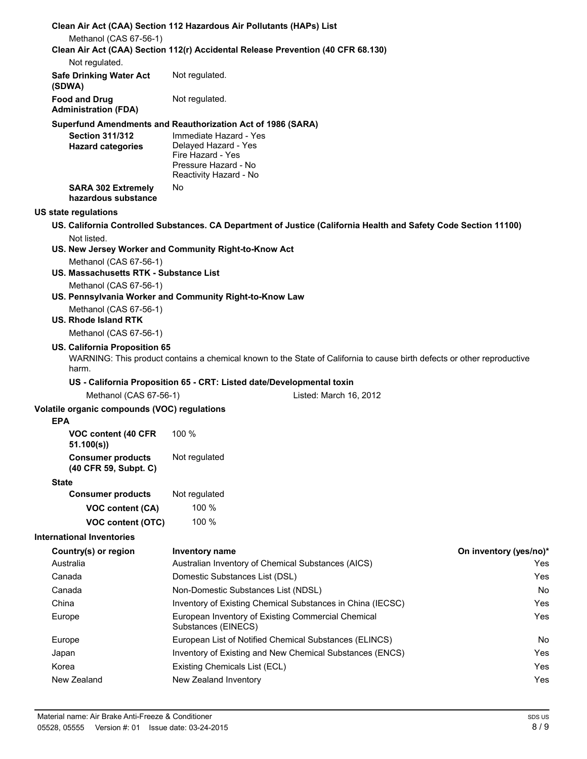**Clean Air Act (CAA) Section 112 Hazardous Air Pollutants (HAPs) List**

Methanol (CAS 67-56-1)

**Clean Air Act (CAA) Section 112(r) Accidental Release Prevention (40 CFR 68.130)**

Not regulated.

**Safe Drinking Water Act (SDWA)** Not regulated.

**Food and Drug Administration (FDA)** Not regulated.

**Superfund Amendments and Reauthorization Act of 1986 (SARA)**

**Section 311/312 Hazard categories**

Immediate Hazard - Yes
Delayed Hazard - Yes
Fire Hazard - Yes
Pressure Hazard - No
Reactivity Hazard - No

**SARA 302 Extremely hazardous substance** No

**US state regulations**

**US. California Controlled Substances. CA Department of Justice (California Health and Safety Code Section 11100)**

Not listed.

**US. New Jersey Worker and Community Right-to-Know Act**

Methanol (CAS 67-56-1)

**US. Massachusetts RTK - Substance List**

Methanol (CAS 67-56-1)

**US. Pennsylvania Worker and Community Right-to-Know Law**

Methanol (CAS 67-56-1)

**US. Rhode Island RTK**

Methanol (CAS 67-56-1)

**US. California Proposition 65**

WARNING: This product contains a chemical known to the State of California to cause birth defects or other reproductive harm.

**US - California Proposition 65 - CRT: Listed date/Developmental toxin**

Methanol (CAS 67-56-1) Listed: March 16, 2012

**Volatile organic compounds (VOC) regulations**

**EPA**

**VOC content (40 CFR 51.100(s))** 100 %

**Consumer products (40 CFR 59, Subpt. C)** Not regulated

**State**

**Consumer products** Not regulated

**VOC content (CA)** 100 %

**VOC content (OTC)** 100 %

**International Inventories**

| Country(s) or region | Inventory name | On inventory (yes/no)* |
| --- | --- | --- |
| Australia | Australian Inventory of Chemical Substances (AICS) | Yes |
| Canada | Domestic Substances List (DSL) | Yes |
| Canada | Non-Domestic Substances List (NDSL) | No |
| China | Inventory of Existing Chemical Substances in China (IECSC) | Yes |
| Europe | European Inventory of Existing Commercial Chemical Substances (EINECS) | Yes |
| Europe | European List of Notified Chemical Substances (ELINCS) | No |
| Japan | Inventory of Existing and New Chemical Substances (ENCS) | Yes |
| Korea | Existing Chemicals List (ECL) | Yes |
| New Zealand | New Zealand Inventory | Yes |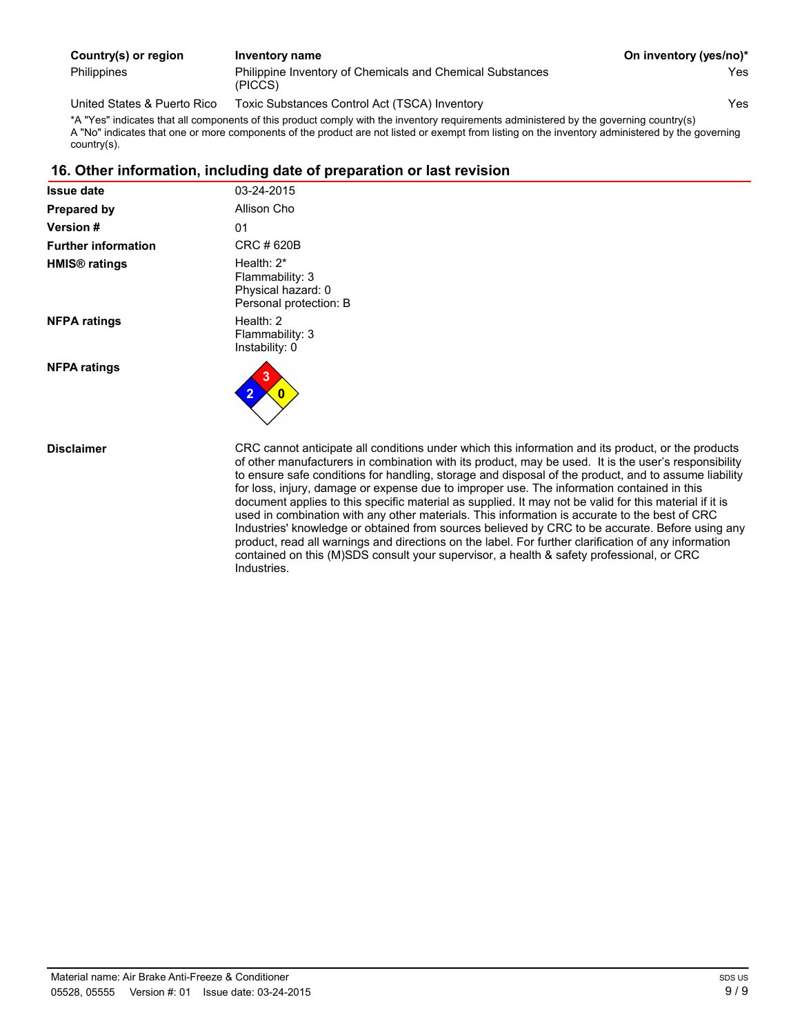| Country(s) or region | Inventory name | On inventory (yes/no)* |
|---|---|---|
| Philippines | Philippine Inventory of Chemicals and Chemical Substances (PICCS) | Yes |
| United States & Puerto Rico | Toxic Substances Control Act (TSCA) Inventory | Yes |

*A "Yes" indicates that all components of this product comply with the inventory requirements administered by the governing country(s)
A "No" indicates that one or more components of the product are not listed or exempt from listing on the inventory administered by the governing country(s).

## 16. Other information, including date of preparation or last revision

**Issue date** 03-24-2015

**Prepared by** Allison Cho

**Version #** 01

**Further information** CRC # 620B

**HMIS® ratings**
Health: 2*
Flammability: 3
Physical hazard: 0
Personal protection: B

**NFPA ratings**
Health: 2
Flammability: 3
Instability: 0

**NFPA ratings**

3
2 0

**Disclaimer**

CRC cannot anticipate all conditions under which this information and its product, or the products of other manufacturers in combination with its product, may be used. It is the user's responsibility to ensure safe conditions for handling, storage and disposal of the product, and to assume liability for loss, injury, damage or expense due to improper use. The information contained in this document applies to this specific material as supplied. It may not be valid for this material if it is used in combination with any other materials. This information is accurate to the best of CRC Industries' knowledge or obtained from sources believed by CRC to be accurate. Before using any product, read all warnings and directions on the label. For further clarification of any information contained on this (M)SDS consult your supervisor, a health & safety professional, or CRC Industries.